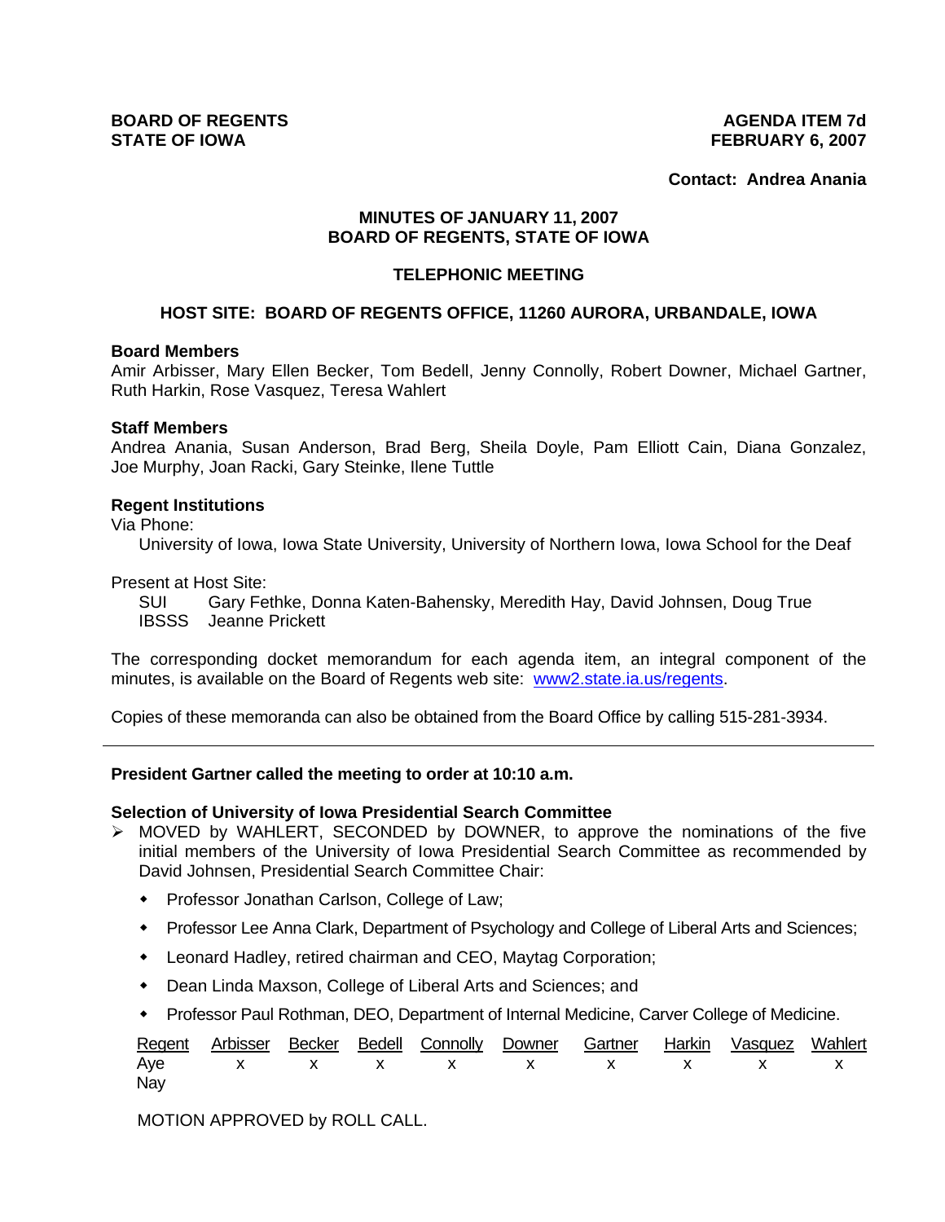**BOARD OF REGENTS**
**STATE OF IOWA**

**AGENDA ITEM 7d**
**FEBRUARY 6, 2007**

**Contact: Andrea Anania**

**MINUTES OF JANUARY 11, 2007**
**BOARD OF REGENTS, STATE OF IOWA**

**TELEPHONIC MEETING**

**HOST SITE: BOARD OF REGENTS OFFICE, 11260 AURORA, URBANDALE, IOWA**

**Board Members**
Amir Arbisser, Mary Ellen Becker, Tom Bedell, Jenny Connolly, Robert Downer, Michael Gartner, Ruth Harkin, Rose Vasquez, Teresa Wahlert

**Staff Members**
Andrea Anania, Susan Anderson, Brad Berg, Sheila Doyle, Pam Elliott Cain, Diana Gonzalez, Joe Murphy, Joan Racki, Gary Steinke, Ilene Tuttle

**Regent Institutions**
Via Phone:
University of Iowa, Iowa State University, University of Northern Iowa, Iowa School for the Deaf

Present at Host Site:
SUI Gary Fethke, Donna Katen-Bahensky, Meredith Hay, David Johnsen, Doug True
IBSSS Jeanne Prickett

The corresponding docket memorandum for each agenda item, an integral component of the minutes, is available on the Board of Regents web site: www2.state.ia.us/regents.

Copies of these memoranda can also be obtained from the Board Office by calling 515-281-3934.

---

**President Gartner called the meeting to order at 10:10 a.m.**

**Selection of University of Iowa Presidential Search Committee**

- MOVED by WAHLERT, SECONDED by DOWNER, to approve the nominations of the five initial members of the University of Iowa Presidential Search Committee as recommended by David Johnsen, Presidential Search Committee Chair:
  - Professor Jonathan Carlson, College of Law;
  - Professor Lee Anna Clark, Department of Psychology and College of Liberal Arts and Sciences;
  - Leonard Hadley, retired chairman and CEO, Maytag Corporation;
  - Dean Linda Maxson, College of Liberal Arts and Sciences; and
  - Professor Paul Rothman, DEO, Department of Internal Medicine, Carver College of Medicine.

| Regent | Arbisser | Becker | Bedell | Connolly | Downer | Gartner | Harkin | Vasquez | Wahlert |
|---|---|---|---|---|---|---|---|---|---|
| Aye | x | x | x | x | x | x | x | x | x |
| Nay | | | | | | | | | |

MOTION APPROVED by ROLL CALL.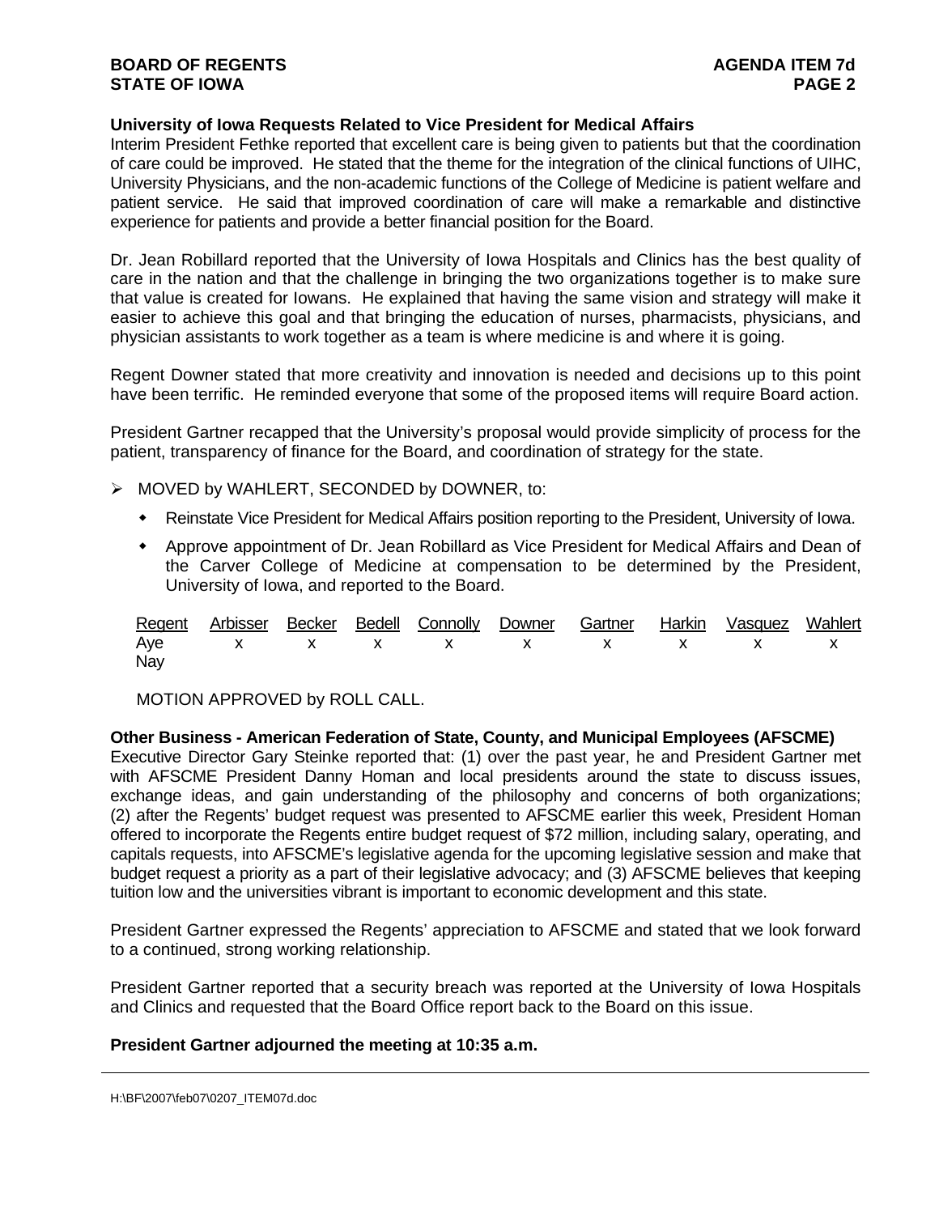**University of Iowa Requests Related to Vice President for Medical Affairs**

Interim President Fethke reported that excellent care is being given to patients but that the coordination of care could be improved. He stated that the theme for the integration of the clinical functions of UIHC, University Physicians, and the non-academic functions of the College of Medicine is patient welfare and patient service. He said that improved coordination of care will make a remarkable and distinctive experience for patients and provide a better financial position for the Board.

Dr. Jean Robillard reported that the University of Iowa Hospitals and Clinics has the best quality of care in the nation and that the challenge in bringing the two organizations together is to make sure that value is created for Iowans. He explained that having the same vision and strategy will make it easier to achieve this goal and that bringing the education of nurses, pharmacists, physicians, and physician assistants to work together as a team is where medicine is and where it is going.

Regent Downer stated that more creativity and innovation is needed and decisions up to this point have been terrific. He reminded everyone that some of the proposed items will require Board action.

President Gartner recapped that the University's proposal would provide simplicity of process for the patient, transparency of finance for the Board, and coordination of strategy for the state.

- MOVED by WAHLERT, SECONDED by DOWNER, to:
  - Reinstate Vice President for Medical Affairs position reporting to the President, University of Iowa.
  - Approve appointment of Dr. Jean Robillard as Vice President for Medical Affairs and Dean of the Carver College of Medicine at compensation to be determined by the President, University of Iowa, and reported to the Board.

| Regent | Arbisser | Becker | Bedell | Connolly | Downer | Gartner | Harkin | Vasquez | Wahlert |
|---|---|---|---|---|---|---|---|---|---|
| Aye | x | x | x | x | x | x | x | x | x |
| Nay | | | | | | | | | |

MOTION APPROVED by ROLL CALL.

**Other Business - American Federation of State, County, and Municipal Employees (AFSCME)**

Executive Director Gary Steinke reported that: (1) over the past year, he and President Gartner met with AFSCME President Danny Homan and local presidents around the state to discuss issues, exchange ideas, and gain understanding of the philosophy and concerns of both organizations; (2) after the Regents' budget request was presented to AFSCME earlier this week, President Homan offered to incorporate the Regents entire budget request of $72 million, including salary, operating, and capitals requests, into AFSCME's legislative agenda for the upcoming legislative session and make that budget request a priority as a part of their legislative advocacy; and (3) AFSCME believes that keeping tuition low and the universities vibrant is important to economic development and this state.

President Gartner expressed the Regents' appreciation to AFSCME and stated that we look forward to a continued, strong working relationship.

President Gartner reported that a security breach was reported at the University of Iowa Hospitals and Clinics and requested that the Board Office report back to the Board on this issue.

**President Gartner adjourned the meeting at 10:35 a.m.**

H:\BF\2007\feb07\0207_ITEM07d.doc